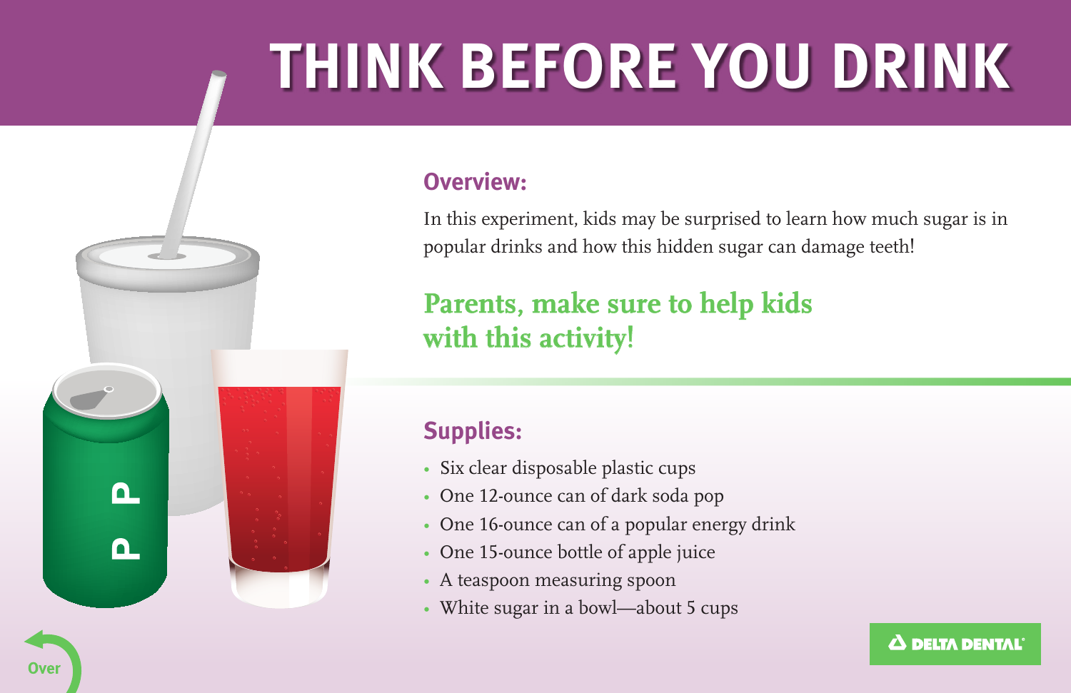# THINK BEFORE YOU DRINK

## Overview:

In this experiment, kids may be surprised to learn how much sugar is in popular drinks and how this hidden sugar can damage teeth!

**Parents, make sure to help kids with this activity!**

## Supplies:

- Six clear disposable plastic cups
- One 12-ounce can of dark soda pop
- One 16-ounce can of a popular energy drink
- One 15-ounce bottle of apple juice
- A teaspoon measuring spoon
- White sugar in a bowl—about 5 cups

Over

DELTA DENTAL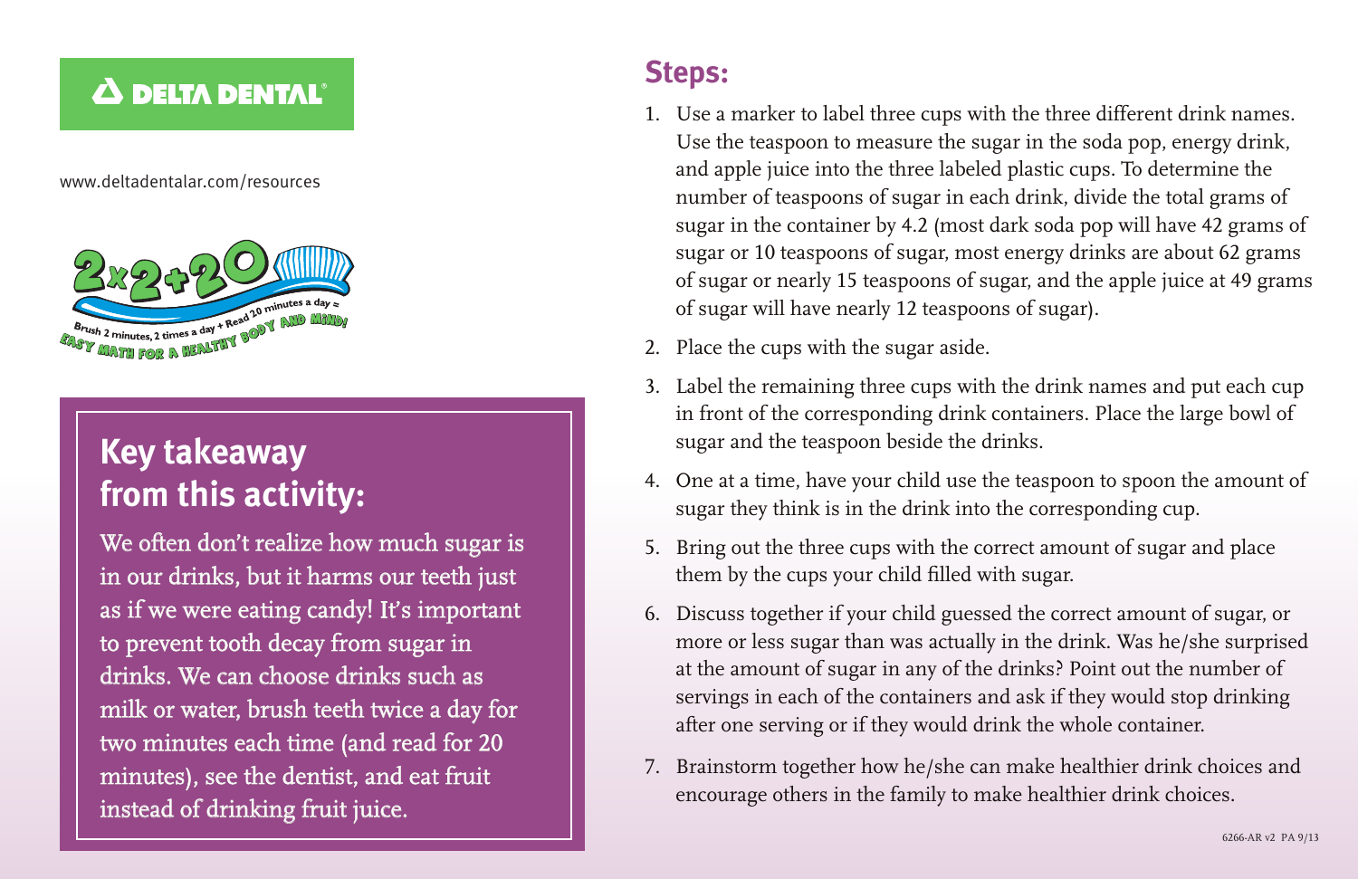DELTA DENTAL®

www.deltadentalar.com/resources

2x2+20

Brush 2 minutes, 2 times a day + Read 20 minutes a day =

EASY MATH FOR A HEALTHY BODY AND MIND!

## Key takeaway from this activity:

We often don't realize how much sugar is in our drinks, but it harms our teeth just as if we were eating candy! It's important to prevent tooth decay from sugar in drinks. We can choose drinks such as milk or water, brush teeth twice a day for two minutes each time (and read for 20 minutes), see the dentist, and eat fruit instead of drinking fruit juice.

## Steps:

1. Use a marker to label three cups with the three different drink names. Use the teaspoon to measure the sugar in the soda pop, energy drink, and apple juice into the three labeled plastic cups. To determine the number of teaspoons of sugar in each drink, divide the total grams of sugar in the container by 4.2 (most dark soda pop will have 42 grams of sugar or 10 teaspoons of sugar, most energy drinks are about 62 grams of sugar or nearly 15 teaspoons of sugar, and the apple juice at 49 grams of sugar will have nearly 12 teaspoons of sugar).
2. Place the cups with the sugar aside.
3. Label the remaining three cups with the drink names and put each cup in front of the corresponding drink containers. Place the large bowl of sugar and the teaspoon beside the drinks.
4. One at a time, have your child use the teaspoon to spoon the amount of sugar they think is in the drink into the corresponding cup.
5. Bring out the three cups with the correct amount of sugar and place them by the cups your child filled with sugar.
6. Discuss together if your child guessed the correct amount of sugar, or more or less sugar than was actually in the drink. Was he/she surprised at the amount of sugar in any of the drinks? Point out the number of servings in each of the containers and ask if they would stop drinking after one serving or if they would drink the whole container.
7. Brainstorm together how he/she can make healthier drink choices and encourage others in the family to make healthier drink choices.

6266-AR v2 PA 9/13